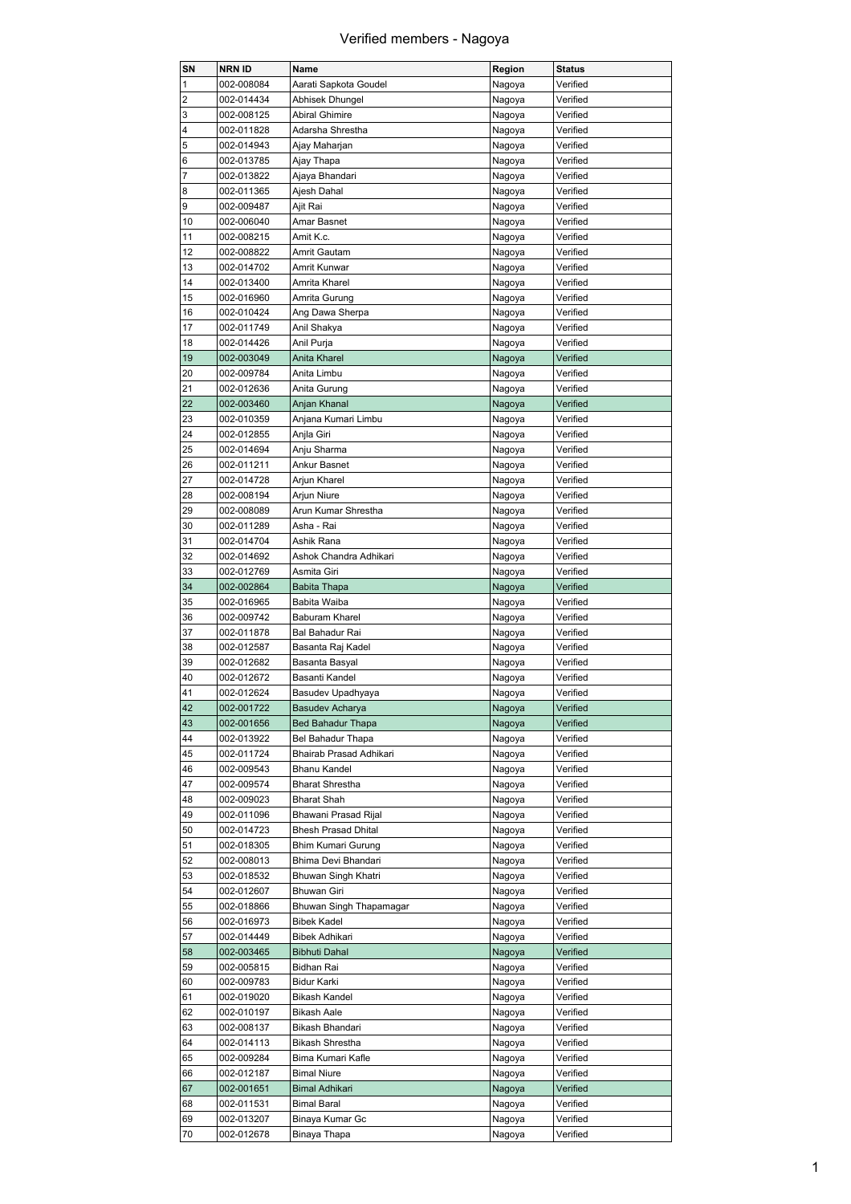# Verified members - Nagoya

| SN | NRN ID | Name | Region | Status |
|---|---|---|---|---|
| 1 | 002-008084 | Aarati Sapkota Goudel | Nagoya | Verified |
| 2 | 002-014434 | Abhisek Dhungel | Nagoya | Verified |
| 3 | 002-008125 | Abiral Ghimire | Nagoya | Verified |
| 4 | 002-011828 | Adarsha Shrestha | Nagoya | Verified |
| 5 | 002-014943 | Ajay Maharjan | Nagoya | Verified |
| 6 | 002-013785 | Ajay Thapa | Nagoya | Verified |
| 7 | 002-013822 | Ajaya Bhandari | Nagoya | Verified |
| 8 | 002-011365 | Ajesh Dahal | Nagoya | Verified |
| 9 | 002-009487 | Ajit Rai | Nagoya | Verified |
| 10 | 002-006040 | Amar Basnet | Nagoya | Verified |
| 11 | 002-008215 | Amit K.c. | Nagoya | Verified |
| 12 | 002-008822 | Amrit Gautam | Nagoya | Verified |
| 13 | 002-014702 | Amrit Kunwar | Nagoya | Verified |
| 14 | 002-013400 | Amrita Kharel | Nagoya | Verified |
| 15 | 002-016960 | Amrita Gurung | Nagoya | Verified |
| 16 | 002-010424 | Ang Dawa Sherpa | Nagoya | Verified |
| 17 | 002-011749 | Anil Shakya | Nagoya | Verified |
| 18 | 002-014426 | Anil Purja | Nagoya | Verified |
| 19 | 002-003049 | Anita Kharel | Nagoya | Verified |
| 20 | 002-009784 | Anita Limbu | Nagoya | Verified |
| 21 | 002-012636 | Anita Gurung | Nagoya | Verified |
| 22 | 002-003460 | Anjan Khanal | Nagoya | Verified |
| 23 | 002-010359 | Anjana Kumari Limbu | Nagoya | Verified |
| 24 | 002-012855 | Anjla Giri | Nagoya | Verified |
| 25 | 002-014694 | Anju Sharma | Nagoya | Verified |
| 26 | 002-011211 | Ankur Basnet | Nagoya | Verified |
| 27 | 002-014728 | Arjun Kharel | Nagoya | Verified |
| 28 | 002-008194 | Arjun Niure | Nagoya | Verified |
| 29 | 002-008089 | Arun Kumar Shrestha | Nagoya | Verified |
| 30 | 002-011289 | Asha - Rai | Nagoya | Verified |
| 31 | 002-014704 | Ashik Rana | Nagoya | Verified |
| 32 | 002-014692 | Ashok Chandra Adhikari | Nagoya | Verified |
| 33 | 002-012769 | Asmita Giri | Nagoya | Verified |
| 34 | 002-002864 | Babita Thapa | Nagoya | Verified |
| 35 | 002-016965 | Babita Waiba | Nagoya | Verified |
| 36 | 002-009742 | Baburam Kharel | Nagoya | Verified |
| 37 | 002-011878 | Bal Bahadur Rai | Nagoya | Verified |
| 38 | 002-012587 | Basanta Raj Kadel | Nagoya | Verified |
| 39 | 002-012682 | Basanta Basyal | Nagoya | Verified |
| 40 | 002-012672 | Basanti Kandel | Nagoya | Verified |
| 41 | 002-012624 | Basudev Upadhyaya | Nagoya | Verified |
| 42 | 002-001722 | Basudev Acharya | Nagoya | Verified |
| 43 | 002-001656 | Bed Bahadur Thapa | Nagoya | Verified |
| 44 | 002-013922 | Bel Bahadur Thapa | Nagoya | Verified |
| 45 | 002-011724 | Bhairab Prasad Adhikari | Nagoya | Verified |
| 46 | 002-009543 | Bhanu Kandel | Nagoya | Verified |
| 47 | 002-009574 | Bharat Shrestha | Nagoya | Verified |
| 48 | 002-009023 | Bharat Shah | Nagoya | Verified |
| 49 | 002-011096 | Bhawani Prasad Rijal | Nagoya | Verified |
| 50 | 002-014723 | Bhesh Prasad Dhital | Nagoya | Verified |
| 51 | 002-018305 | Bhim Kumari Gurung | Nagoya | Verified |
| 52 | 002-008013 | Bhima Devi Bhandari | Nagoya | Verified |
| 53 | 002-018532 | Bhuwan Singh Khatri | Nagoya | Verified |
| 54 | 002-012607 | Bhuwan Giri | Nagoya | Verified |
| 55 | 002-018866 | Bhuwan Singh Thapamagar | Nagoya | Verified |
| 56 | 002-016973 | Bibek Kadel | Nagoya | Verified |
| 57 | 002-014449 | Bibek Adhikari | Nagoya | Verified |
| 58 | 002-003465 | Bibhuti Dahal | Nagoya | Verified |
| 59 | 002-005815 | Bidhan Rai | Nagoya | Verified |
| 60 | 002-009783 | Bidur Karki | Nagoya | Verified |
| 61 | 002-019020 | Bikash Kandel | Nagoya | Verified |
| 62 | 002-010197 | Bikash Aale | Nagoya | Verified |
| 63 | 002-008137 | Bikash Bhandari | Nagoya | Verified |
| 64 | 002-014113 | Bikash Shrestha | Nagoya | Verified |
| 65 | 002-009284 | Bima Kumari Kafle | Nagoya | Verified |
| 66 | 002-012187 | Bimal Niure | Nagoya | Verified |
| 67 | 002-001651 | Bimal Adhikari | Nagoya | Verified |
| 68 | 002-011531 | Bimal Baral | Nagoya | Verified |
| 69 | 002-013207 | Binaya Kumar Gc | Nagoya | Verified |
| 70 | 002-012678 | Binaya Thapa | Nagoya | Verified |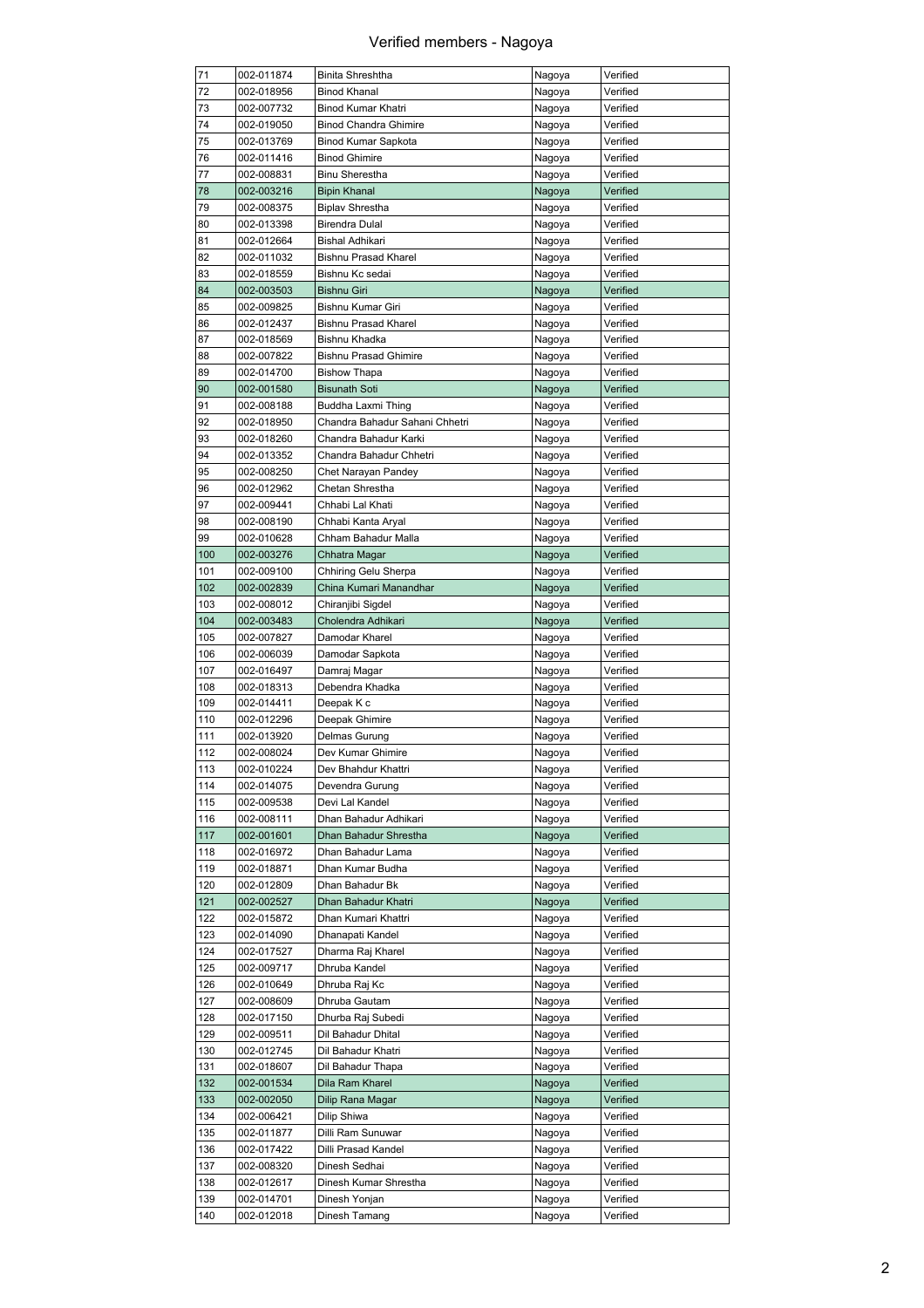# Verified members - Nagoya

| | | | | |
|---|---|---|---|---|
| 71 | 002-011874 | Binita Shreshtha | Nagoya | Verified |
| 72 | 002-018956 | Binod Khanal | Nagoya | Verified |
| 73 | 002-007732 | Binod Kumar Khatri | Nagoya | Verified |
| 74 | 002-019050 | Binod Chandra Ghimire | Nagoya | Verified |
| 75 | 002-013769 | Binod Kumar Sapkota | Nagoya | Verified |
| 76 | 002-011416 | Binod Ghimire | Nagoya | Verified |
| 77 | 002-008831 | Binu Sherestha | Nagoya | Verified |
| 78 | 002-003216 | Bipin Khanal | Nagoya | Verified |
| 79 | 002-008375 | Biplav Shrestha | Nagoya | Verified |
| 80 | 002-013398 | Birendra Dulal | Nagoya | Verified |
| 81 | 002-012664 | Bishal Adhikari | Nagoya | Verified |
| 82 | 002-011032 | Bishnu Prasad Kharel | Nagoya | Verified |
| 83 | 002-018559 | Bishnu Kc sedai | Nagoya | Verified |
| 84 | 002-003503 | Bishnu Giri | Nagoya | Verified |
| 85 | 002-009825 | Bishnu Kumar Giri | Nagoya | Verified |
| 86 | 002-012437 | Bishnu Prasad Kharel | Nagoya | Verified |
| 87 | 002-018569 | Bishnu Khadka | Nagoya | Verified |
| 88 | 002-007822 | Bishnu Prasad Ghimire | Nagoya | Verified |
| 89 | 002-014700 | Bishow Thapa | Nagoya | Verified |
| 90 | 002-001580 | Bisunath Soti | Nagoya | Verified |
| 91 | 002-008188 | Buddha Laxmi Thing | Nagoya | Verified |
| 92 | 002-018950 | Chandra Bahadur Sahani Chhetri | Nagoya | Verified |
| 93 | 002-018260 | Chandra Bahadur Karki | Nagoya | Verified |
| 94 | 002-013352 | Chandra Bahadur Chhetri | Nagoya | Verified |
| 95 | 002-008250 | Chet Narayan Pandey | Nagoya | Verified |
| 96 | 002-012962 | Chetan Shrestha | Nagoya | Verified |
| 97 | 002-009441 | Chhabi Lal Khati | Nagoya | Verified |
| 98 | 002-008190 | Chhabi Kanta Aryal | Nagoya | Verified |
| 99 | 002-010628 | Chham Bahadur Malla | Nagoya | Verified |
| 100 | 002-003276 | Chhatra Magar | Nagoya | Verified |
| 101 | 002-009100 | Chhiring Gelu Sherpa | Nagoya | Verified |
| 102 | 002-002839 | China Kumari Manandhar | Nagoya | Verified |
| 103 | 002-008012 | Chiranjibi Sigdel | Nagoya | Verified |
| 104 | 002-003483 | Cholendra Adhikari | Nagoya | Verified |
| 105 | 002-007827 | Damodar Kharel | Nagoya | Verified |
| 106 | 002-006039 | Damodar Sapkota | Nagoya | Verified |
| 107 | 002-016497 | Damraj Magar | Nagoya | Verified |
| 108 | 002-018313 | Debendra Khadka | Nagoya | Verified |
| 109 | 002-014411 | Deepak K c | Nagoya | Verified |
| 110 | 002-012296 | Deepak Ghimire | Nagoya | Verified |
| 111 | 002-013920 | Delmas Gurung | Nagoya | Verified |
| 112 | 002-008024 | Dev Kumar Ghimire | Nagoya | Verified |
| 113 | 002-010224 | Dev Bhahdur Khattri | Nagoya | Verified |
| 114 | 002-014075 | Devendra Gurung | Nagoya | Verified |
| 115 | 002-009538 | Devi Lal Kandel | Nagoya | Verified |
| 116 | 002-008111 | Dhan Bahadur Adhikari | Nagoya | Verified |
| 117 | 002-001601 | Dhan Bahadur Shrestha | Nagoya | Verified |
| 118 | 002-016972 | Dhan Bahadur Lama | Nagoya | Verified |
| 119 | 002-018871 | Dhan Kumar Budha | Nagoya | Verified |
| 120 | 002-012809 | Dhan Bahadur Bk | Nagoya | Verified |
| 121 | 002-002527 | Dhan Bahadur Khatri | Nagoya | Verified |
| 122 | 002-015872 | Dhan Kumari Khattri | Nagoya | Verified |
| 123 | 002-014090 | Dhanapati Kandel | Nagoya | Verified |
| 124 | 002-017527 | Dharma Raj Kharel | Nagoya | Verified |
| 125 | 002-009717 | Dhruba Kandel | Nagoya | Verified |
| 126 | 002-010649 | Dhruba Raj Kc | Nagoya | Verified |
| 127 | 002-008609 | Dhruba Gautam | Nagoya | Verified |
| 128 | 002-017150 | Dhurba Raj Subedi | Nagoya | Verified |
| 129 | 002-009511 | Dil Bahadur Dhital | Nagoya | Verified |
| 130 | 002-012745 | Dil Bahadur Khatri | Nagoya | Verified |
| 131 | 002-018607 | Dil Bahadur Thapa | Nagoya | Verified |
| 132 | 002-001534 | Dila Ram Kharel | Nagoya | Verified |
| 133 | 002-002050 | Dilip Rana Magar | Nagoya | Verified |
| 134 | 002-006421 | Dilip Shiwa | Nagoya | Verified |
| 135 | 002-011877 | Dilli Ram Sunuwar | Nagoya | Verified |
| 136 | 002-017422 | Dilli Prasad Kandel | Nagoya | Verified |
| 137 | 002-008320 | Dinesh Sedhai | Nagoya | Verified |
| 138 | 002-012617 | Dinesh Kumar Shrestha | Nagoya | Verified |
| 139 | 002-014701 | Dinesh Yonjan | Nagoya | Verified |
| 140 | 002-012018 | Dinesh Tamang | Nagoya | Verified |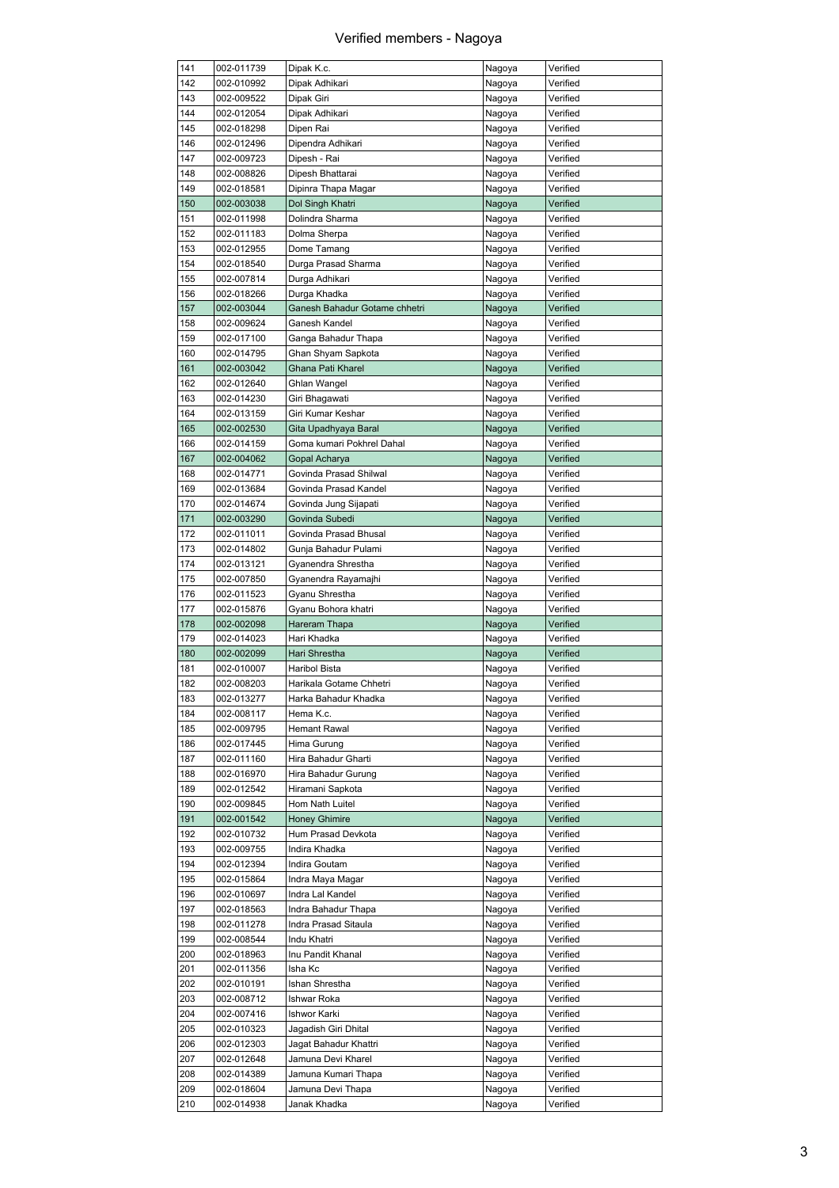# Verified members - Nagoya

| | | | | |
|---|---|---|---|---|
| 141 | 002-011739 | Dipak K.c. | Nagoya | Verified |
| 142 | 002-010992 | Dipak Adhikari | Nagoya | Verified |
| 143 | 002-009522 | Dipak Giri | Nagoya | Verified |
| 144 | 002-012054 | Dipak Adhikari | Nagoya | Verified |
| 145 | 002-018298 | Dipen Rai | Nagoya | Verified |
| 146 | 002-012496 | Dipendra Adhikari | Nagoya | Verified |
| 147 | 002-009723 | Dipesh - Rai | Nagoya | Verified |
| 148 | 002-008826 | Dipesh Bhattarai | Nagoya | Verified |
| 149 | 002-018581 | Dipinra Thapa Magar | Nagoya | Verified |
| 150 | 002-003038 | Dol Singh Khatri | Nagoya | Verified |
| 151 | 002-011998 | Dolindra Sharma | Nagoya | Verified |
| 152 | 002-011183 | Dolma Sherpa | Nagoya | Verified |
| 153 | 002-012955 | Dome Tamang | Nagoya | Verified |
| 154 | 002-018540 | Durga Prasad Sharma | Nagoya | Verified |
| 155 | 002-007814 | Durga Adhikari | Nagoya | Verified |
| 156 | 002-018266 | Durga Khadka | Nagoya | Verified |
| 157 | 002-003044 | Ganesh Bahadur Gotame chhetri | Nagoya | Verified |
| 158 | 002-009624 | Ganesh Kandel | Nagoya | Verified |
| 159 | 002-017100 | Ganga Bahadur Thapa | Nagoya | Verified |
| 160 | 002-014795 | Ghan Shyam Sapkota | Nagoya | Verified |
| 161 | 002-003042 | Ghana Pati Kharel | Nagoya | Verified |
| 162 | 002-012640 | Ghlan Wangel | Nagoya | Verified |
| 163 | 002-014230 | Giri Bhagawati | Nagoya | Verified |
| 164 | 002-013159 | Giri Kumar Keshar | Nagoya | Verified |
| 165 | 002-002530 | Gita Upadhyaya Baral | Nagoya | Verified |
| 166 | 002-014159 | Goma kumari Pokhrel Dahal | Nagoya | Verified |
| 167 | 002-004062 | Gopal Acharya | Nagoya | Verified |
| 168 | 002-014771 | Govinda Prasad Shilwal | Nagoya | Verified |
| 169 | 002-013684 | Govinda Prasad Kandel | Nagoya | Verified |
| 170 | 002-014674 | Govinda Jung Sijapati | Nagoya | Verified |
| 171 | 002-003290 | Govinda Subedi | Nagoya | Verified |
| 172 | 002-011011 | Govinda Prasad Bhusal | Nagoya | Verified |
| 173 | 002-014802 | Gunja Bahadur Pulami | Nagoya | Verified |
| 174 | 002-013121 | Gyanendra Shrestha | Nagoya | Verified |
| 175 | 002-007850 | Gyanendra Rayamajhi | Nagoya | Verified |
| 176 | 002-011523 | Gyanu Shrestha | Nagoya | Verified |
| 177 | 002-015876 | Gyanu Bohora khatri | Nagoya | Verified |
| 178 | 002-002098 | Hareram Thapa | Nagoya | Verified |
| 179 | 002-014023 | Hari Khadka | Nagoya | Verified |
| 180 | 002-002099 | Hari Shrestha | Nagoya | Verified |
| 181 | 002-010007 | Haribol Bista | Nagoya | Verified |
| 182 | 002-008203 | Harikala Gotame Chhetri | Nagoya | Verified |
| 183 | 002-013277 | Harka Bahadur Khadka | Nagoya | Verified |
| 184 | 002-008117 | Hema K.c. | Nagoya | Verified |
| 185 | 002-009795 | Hemant Rawal | Nagoya | Verified |
| 186 | 002-017445 | Hima Gurung | Nagoya | Verified |
| 187 | 002-011160 | Hira Bahadur Gharti | Nagoya | Verified |
| 188 | 002-016970 | Hira Bahadur Gurung | Nagoya | Verified |
| 189 | 002-012542 | Hiramani Sapkota | Nagoya | Verified |
| 190 | 002-009845 | Hom Nath Luitel | Nagoya | Verified |
| 191 | 002-001542 | Honey Ghimire | Nagoya | Verified |
| 192 | 002-010732 | Hum Prasad Devkota | Nagoya | Verified |
| 193 | 002-009755 | Indira Khadka | Nagoya | Verified |
| 194 | 002-012394 | Indira Goutam | Nagoya | Verified |
| 195 | 002-015864 | Indra Maya Magar | Nagoya | Verified |
| 196 | 002-010697 | Indra Lal Kandel | Nagoya | Verified |
| 197 | 002-018563 | Indra Bahadur Thapa | Nagoya | Verified |
| 198 | 002-011278 | Indra Prasad Sitaula | Nagoya | Verified |
| 199 | 002-008544 | Indu Khatri | Nagoya | Verified |
| 200 | 002-018963 | Inu Pandit Khanal | Nagoya | Verified |
| 201 | 002-011356 | Isha Kc | Nagoya | Verified |
| 202 | 002-010191 | Ishan Shrestha | Nagoya | Verified |
| 203 | 002-008712 | Ishwar Roka | Nagoya | Verified |
| 204 | 002-007416 | Ishwor Karki | Nagoya | Verified |
| 205 | 002-010323 | Jagadish Giri Dhital | Nagoya | Verified |
| 206 | 002-012303 | Jagat Bahadur Khattri | Nagoya | Verified |
| 207 | 002-012648 | Jamuna Devi Kharel | Nagoya | Verified |
| 208 | 002-014389 | Jamuna Kumari Thapa | Nagoya | Verified |
| 209 | 002-018604 | Jamuna Devi Thapa | Nagoya | Verified |
| 210 | 002-014938 | Janak Khadka | Nagoya | Verified |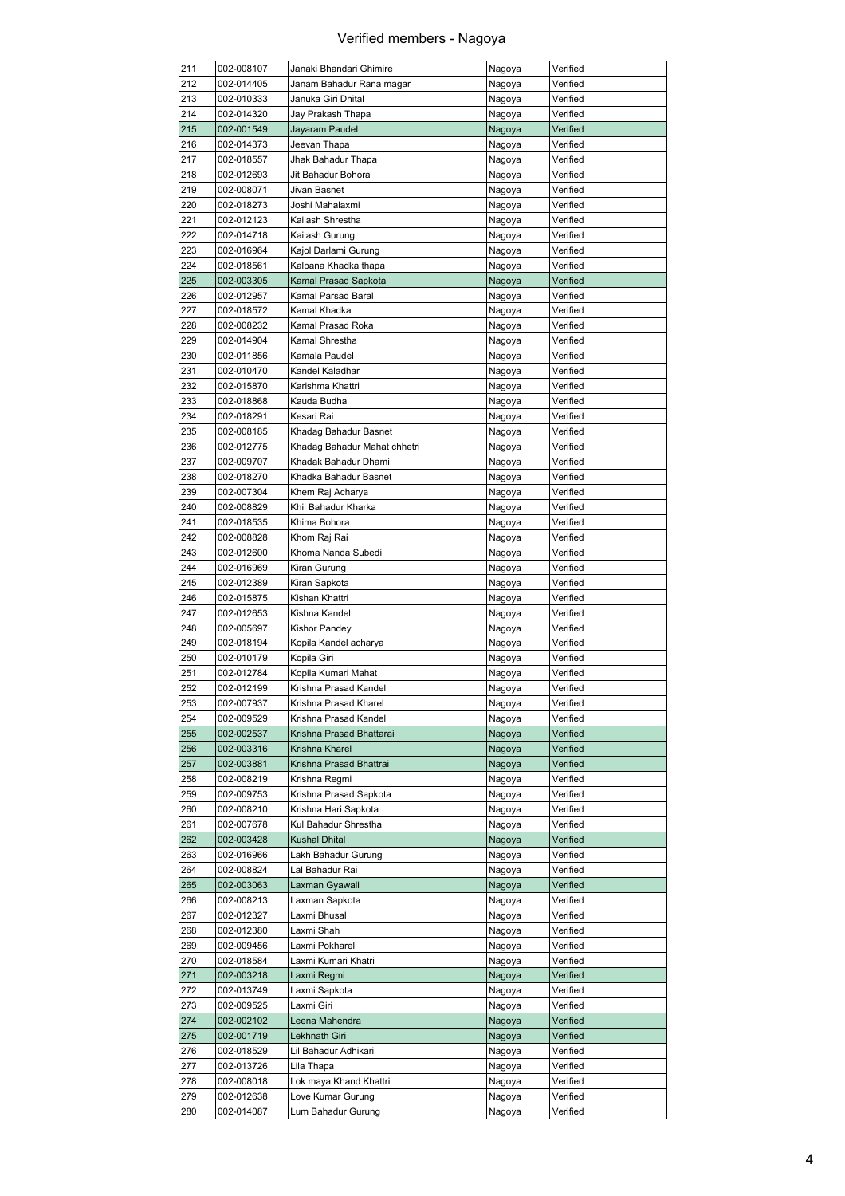# Verified members - Nagoya

| | | | | |
|---|---|---|---|---|
| 211 | 002-008107 | Janaki Bhandari Ghimire | Nagoya | Verified |
| 212 | 002-014405 | Janam Bahadur Rana magar | Nagoya | Verified |
| 213 | 002-010333 | Januka Giri Dhital | Nagoya | Verified |
| 214 | 002-014320 | Jay Prakash Thapa | Nagoya | Verified |
| 215 | 002-001549 | Jayaram Paudel | Nagoya | Verified |
| 216 | 002-014373 | Jeevan Thapa | Nagoya | Verified |
| 217 | 002-018557 | Jhak Bahadur Thapa | Nagoya | Verified |
| 218 | 002-012693 | Jit Bahadur Bohora | Nagoya | Verified |
| 219 | 002-008071 | Jivan Basnet | Nagoya | Verified |
| 220 | 002-018273 | Joshi Mahalaxmi | Nagoya | Verified |
| 221 | 002-012123 | Kailash Shrestha | Nagoya | Verified |
| 222 | 002-014718 | Kailash Gurung | Nagoya | Verified |
| 223 | 002-016964 | Kajol Darlami Gurung | Nagoya | Verified |
| 224 | 002-018561 | Kalpana Khadka thapa | Nagoya | Verified |
| 225 | 002-003305 | Kamal Prasad Sapkota | Nagoya | Verified |
| 226 | 002-012957 | Kamal Parsad Baral | Nagoya | Verified |
| 227 | 002-018572 | Kamal Khadka | Nagoya | Verified |
| 228 | 002-008232 | Kamal Prasad Roka | Nagoya | Verified |
| 229 | 002-014904 | Kamal Shrestha | Nagoya | Verified |
| 230 | 002-011856 | Kamala Paudel | Nagoya | Verified |
| 231 | 002-010470 | Kandel Kaladhar | Nagoya | Verified |
| 232 | 002-015870 | Karishma Khattri | Nagoya | Verified |
| 233 | 002-018868 | Kauda Budha | Nagoya | Verified |
| 234 | 002-018291 | Kesari Rai | Nagoya | Verified |
| 235 | 002-008185 | Khadag Bahadur Basnet | Nagoya | Verified |
| 236 | 002-012775 | Khadag Bahadur Mahat chhetri | Nagoya | Verified |
| 237 | 002-009707 | Khadak Bahadur Dhami | Nagoya | Verified |
| 238 | 002-018270 | Khadka Bahadur Basnet | Nagoya | Verified |
| 239 | 002-007304 | Khem Raj Acharya | Nagoya | Verified |
| 240 | 002-008829 | Khil Bahadur Kharka | Nagoya | Verified |
| 241 | 002-018535 | Khima Bohora | Nagoya | Verified |
| 242 | 002-008828 | Khom Raj Rai | Nagoya | Verified |
| 243 | 002-012600 | Khoma Nanda Subedi | Nagoya | Verified |
| 244 | 002-016969 | Kiran Gurung | Nagoya | Verified |
| 245 | 002-012389 | Kiran Sapkota | Nagoya | Verified |
| 246 | 002-015875 | Kishan Khattri | Nagoya | Verified |
| 247 | 002-012653 | Kishna Kandel | Nagoya | Verified |
| 248 | 002-005697 | Kishor Pandey | Nagoya | Verified |
| 249 | 002-018194 | Kopila Kandel acharya | Nagoya | Verified |
| 250 | 002-010179 | Kopila Giri | Nagoya | Verified |
| 251 | 002-012784 | Kopila Kumari Mahat | Nagoya | Verified |
| 252 | 002-012199 | Krishna Prasad Kandel | Nagoya | Verified |
| 253 | 002-007937 | Krishna Prasad Kharel | Nagoya | Verified |
| 254 | 002-009529 | Krishna Prasad Kandel | Nagoya | Verified |
| 255 | 002-002537 | Krishna Prasad Bhattarai | Nagoya | Verified |
| 256 | 002-003316 | Krishna Kharel | Nagoya | Verified |
| 257 | 002-003881 | Krishna Prasad Bhattrai | Nagoya | Verified |
| 258 | 002-008219 | Krishna Regmi | Nagoya | Verified |
| 259 | 002-009753 | Krishna Prasad Sapkota | Nagoya | Verified |
| 260 | 002-008210 | Krishna Hari Sapkota | Nagoya | Verified |
| 261 | 002-007678 | Kul Bahadur Shrestha | Nagoya | Verified |
| 262 | 002-003428 | Kushal Dhital | Nagoya | Verified |
| 263 | 002-016966 | Lakh Bahadur Gurung | Nagoya | Verified |
| 264 | 002-008824 | Lal Bahadur Rai | Nagoya | Verified |
| 265 | 002-003063 | Laxman Gyawali | Nagoya | Verified |
| 266 | 002-008213 | Laxman Sapkota | Nagoya | Verified |
| 267 | 002-012327 | Laxmi Bhusal | Nagoya | Verified |
| 268 | 002-012380 | Laxmi Shah | Nagoya | Verified |
| 269 | 002-009456 | Laxmi Pokharel | Nagoya | Verified |
| 270 | 002-018584 | Laxmi Kumari Khatri | Nagoya | Verified |
| 271 | 002-003218 | Laxmi Regmi | Nagoya | Verified |
| 272 | 002-013749 | Laxmi Sapkota | Nagoya | Verified |
| 273 | 002-009525 | Laxmi Giri | Nagoya | Verified |
| 274 | 002-002102 | Leena Mahendra | Nagoya | Verified |
| 275 | 002-001719 | Lekhnath Giri | Nagoya | Verified |
| 276 | 002-018529 | Lil Bahadur Adhikari | Nagoya | Verified |
| 277 | 002-013726 | Lila Thapa | Nagoya | Verified |
| 278 | 002-008018 | Lok maya Khand Khattri | Nagoya | Verified |
| 279 | 002-012638 | Love Kumar Gurung | Nagoya | Verified |
| 280 | 002-014087 | Lum Bahadur Gurung | Nagoya | Verified |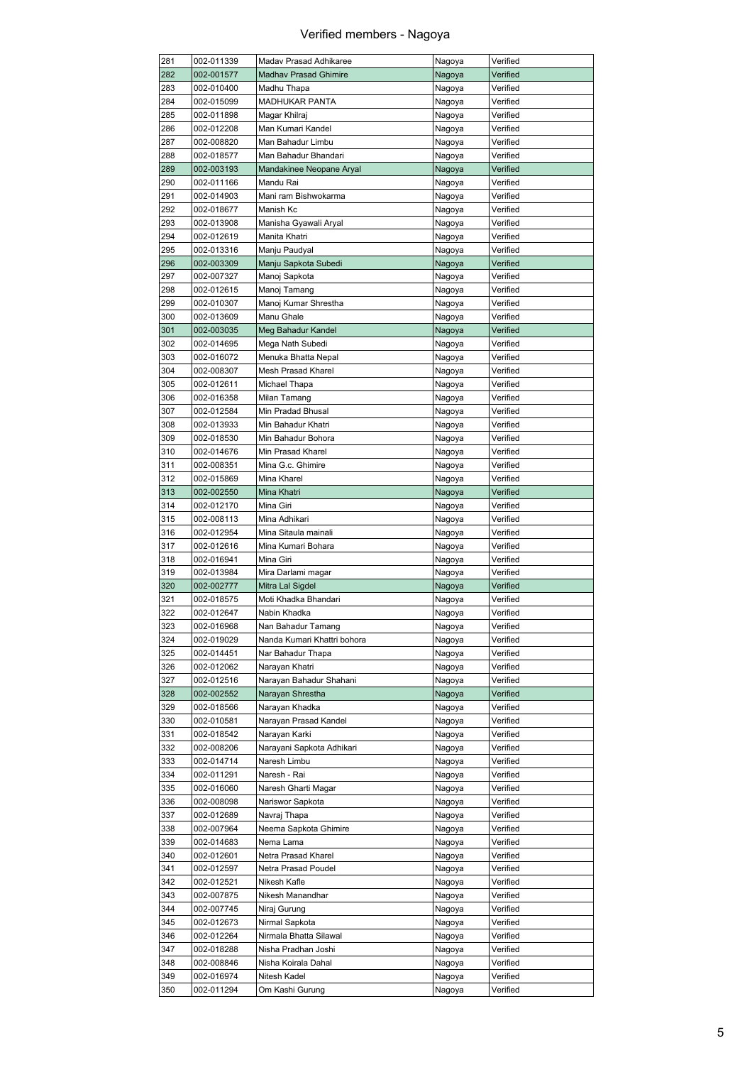# Verified members - Nagoya

| | | | | |
|---|---|---|---|---|
| 281 | 002-011339 | Madav Prasad Adhikaree | Nagoya | Verified |
| 282 | 002-001577 | Madhav Prasad Ghimire | Nagoya | Verified |
| 283 | 002-010400 | Madhu Thapa | Nagoya | Verified |
| 284 | 002-015099 | MADHUKAR PANTA | Nagoya | Verified |
| 285 | 002-011898 | Magar Khilraj | Nagoya | Verified |
| 286 | 002-012208 | Man Kumari Kandel | Nagoya | Verified |
| 287 | 002-008820 | Man Bahadur Limbu | Nagoya | Verified |
| 288 | 002-018577 | Man Bahadur Bhandari | Nagoya | Verified |
| 289 | 002-003193 | Mandakinee Neopane Aryal | Nagoya | Verified |
| 290 | 002-011166 | Mandu Rai | Nagoya | Verified |
| 291 | 002-014903 | Mani ram Bishwokarma | Nagoya | Verified |
| 292 | 002-018677 | Manish Kc | Nagoya | Verified |
| 293 | 002-013908 | Manisha Gyawali Aryal | Nagoya | Verified |
| 294 | 002-012619 | Manita Khatri | Nagoya | Verified |
| 295 | 002-013316 | Manju Paudyal | Nagoya | Verified |
| 296 | 002-003309 | Manju Sapkota Subedi | Nagoya | Verified |
| 297 | 002-007327 | Manoj Sapkota | Nagoya | Verified |
| 298 | 002-012615 | Manoj Tamang | Nagoya | Verified |
| 299 | 002-010307 | Manoj Kumar Shrestha | Nagoya | Verified |
| 300 | 002-013609 | Manu Ghale | Nagoya | Verified |
| 301 | 002-003035 | Meg Bahadur Kandel | Nagoya | Verified |
| 302 | 002-014695 | Mega Nath Subedi | Nagoya | Verified |
| 303 | 002-016072 | Menuka Bhatta Nepal | Nagoya | Verified |
| 304 | 002-008307 | Mesh Prasad Kharel | Nagoya | Verified |
| 305 | 002-012611 | Michael Thapa | Nagoya | Verified |
| 306 | 002-016358 | Milan Tamang | Nagoya | Verified |
| 307 | 002-012584 | Min Pradad Bhusal | Nagoya | Verified |
| 308 | 002-013933 | Min Bahadur Khatri | Nagoya | Verified |
| 309 | 002-018530 | Min Bahadur Bohora | Nagoya | Verified |
| 310 | 002-014676 | Min Prasad Kharel | Nagoya | Verified |
| 311 | 002-008351 | Mina G.c. Ghimire | Nagoya | Verified |
| 312 | 002-015869 | Mina Kharel | Nagoya | Verified |
| 313 | 002-002550 | Mina Khatri | Nagoya | Verified |
| 314 | 002-012170 | Mina Giri | Nagoya | Verified |
| 315 | 002-008113 | Mina Adhikari | Nagoya | Verified |
| 316 | 002-012954 | Mina Sitaula mainali | Nagoya | Verified |
| 317 | 002-012616 | Mina Kumari Bohara | Nagoya | Verified |
| 318 | 002-016941 | Mina Giri | Nagoya | Verified |
| 319 | 002-013984 | Mira Darlami magar | Nagoya | Verified |
| 320 | 002-002777 | Mitra Lal Sigdel | Nagoya | Verified |
| 321 | 002-018575 | Moti Khadka Bhandari | Nagoya | Verified |
| 322 | 002-012647 | Nabin Khadka | Nagoya | Verified |
| 323 | 002-016968 | Nan Bahadur Tamang | Nagoya | Verified |
| 324 | 002-019029 | Nanda Kumari Khattri bohora | Nagoya | Verified |
| 325 | 002-014451 | Nar Bahadur Thapa | Nagoya | Verified |
| 326 | 002-012062 | Narayan Khatri | Nagoya | Verified |
| 327 | 002-012516 | Narayan Bahadur Shahani | Nagoya | Verified |
| 328 | 002-002552 | Narayan Shrestha | Nagoya | Verified |
| 329 | 002-018566 | Narayan Khadka | Nagoya | Verified |
| 330 | 002-010581 | Narayan Prasad Kandel | Nagoya | Verified |
| 331 | 002-018542 | Narayan Karki | Nagoya | Verified |
| 332 | 002-008206 | Narayani Sapkota Adhikari | Nagoya | Verified |
| 333 | 002-014714 | Naresh Limbu | Nagoya | Verified |
| 334 | 002-011291 | Naresh - Rai | Nagoya | Verified |
| 335 | 002-016060 | Naresh Gharti Magar | Nagoya | Verified |
| 336 | 002-008098 | Nariswor Sapkota | Nagoya | Verified |
| 337 | 002-012689 | Navraj Thapa | Nagoya | Verified |
| 338 | 002-007964 | Neema Sapkota Ghimire | Nagoya | Verified |
| 339 | 002-014683 | Nema Lama | Nagoya | Verified |
| 340 | 002-012601 | Netra Prasad Kharel | Nagoya | Verified |
| 341 | 002-012597 | Netra Prasad Poudel | Nagoya | Verified |
| 342 | 002-012521 | Nikesh Kafle | Nagoya | Verified |
| 343 | 002-007875 | Nikesh Manandhar | Nagoya | Verified |
| 344 | 002-007745 | Niraj Gurung | Nagoya | Verified |
| 345 | 002-012673 | Nirmal Sapkota | Nagoya | Verified |
| 346 | 002-012264 | Nirmala Bhatta Silawal | Nagoya | Verified |
| 347 | 002-018288 | Nisha Pradhan Joshi | Nagoya | Verified |
| 348 | 002-008846 | Nisha Koirala Dahal | Nagoya | Verified |
| 349 | 002-016974 | Nitesh Kadel | Nagoya | Verified |
| 350 | 002-011294 | Om Kashi Gurung | Nagoya | Verified |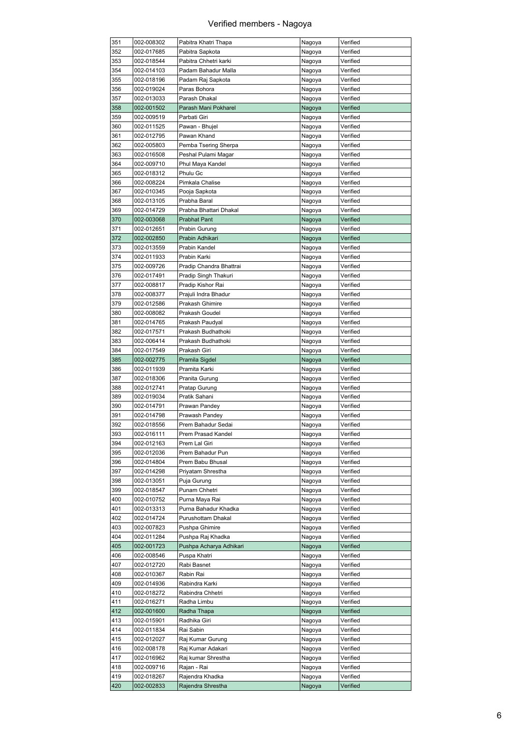# Verified members - Nagoya

| | | | | |
|---|---|---|---|---|
| 351 | 002-008302 | Pabitra Khatri Thapa | Nagoya | Verified |
| 352 | 002-017685 | Pabitra Sapkota | Nagoya | Verified |
| 353 | 002-018544 | Pabitra Chhetri karki | Nagoya | Verified |
| 354 | 002-014103 | Padam Bahadur Malla | Nagoya | Verified |
| 355 | 002-018196 | Padam Raj Sapkota | Nagoya | Verified |
| 356 | 002-019024 | Paras Bohora | Nagoya | Verified |
| 357 | 002-013033 | Parash Dhakal | Nagoya | Verified |
| 358 | 002-001502 | Parash Mani Pokharel | Nagoya | Verified |
| 359 | 002-009519 | Parbati Giri | Nagoya | Verified |
| 360 | 002-011525 | Pawan - Bhujel | Nagoya | Verified |
| 361 | 002-012795 | Pawan Khand | Nagoya | Verified |
| 362 | 002-005803 | Pemba Tsering Sherpa | Nagoya | Verified |
| 363 | 002-016508 | Peshal Pulami Magar | Nagoya | Verified |
| 364 | 002-009710 | Phul Maya Kandel | Nagoya | Verified |
| 365 | 002-018312 | Phulu Gc | Nagoya | Verified |
| 366 | 002-008224 | Pimkala Chalise | Nagoya | Verified |
| 367 | 002-010345 | Pooja Sapkota | Nagoya | Verified |
| 368 | 002-013105 | Prabha Baral | Nagoya | Verified |
| 369 | 002-014729 | Prabha Bhattari Dhakal | Nagoya | Verified |
| 370 | 002-003068 | Prabhat Pant | Nagoya | Verified |
| 371 | 002-012651 | Prabin Gurung | Nagoya | Verified |
| 372 | 002-002850 | Prabin Adhikari | Nagoya | Verified |
| 373 | 002-013559 | Prabin Kandel | Nagoya | Verified |
| 374 | 002-011933 | Prabin Karki | Nagoya | Verified |
| 375 | 002-009726 | Pradip Chandra Bhattrai | Nagoya | Verified |
| 376 | 002-017491 | Pradip Singh Thakuri | Nagoya | Verified |
| 377 | 002-008817 | Pradip Kishor Rai | Nagoya | Verified |
| 378 | 002-008377 | Prajuli Indra Bhadur | Nagoya | Verified |
| 379 | 002-012586 | Prakash Ghimire | Nagoya | Verified |
| 380 | 002-008082 | Prakash Goudel | Nagoya | Verified |
| 381 | 002-014765 | Prakash Paudyal | Nagoya | Verified |
| 382 | 002-017571 | Prakash Budhathoki | Nagoya | Verified |
| 383 | 002-006414 | Prakash Budhathoki | Nagoya | Verified |
| 384 | 002-017549 | Prakash Giri | Nagoya | Verified |
| 385 | 002-002775 | Pramila Sigdel | Nagoya | Verified |
| 386 | 002-011939 | Pramita Karki | Nagoya | Verified |
| 387 | 002-018306 | Pranita Gurung | Nagoya | Verified |
| 388 | 002-012741 | Pratap Gurung | Nagoya | Verified |
| 389 | 002-019034 | Pratik Sahani | Nagoya | Verified |
| 390 | 002-014791 | Prawan Pandey | Nagoya | Verified |
| 391 | 002-014798 | Prawash Pandey | Nagoya | Verified |
| 392 | 002-018556 | Prem Bahadur Sedai | Nagoya | Verified |
| 393 | 002-016111 | Prem Prasad Kandel | Nagoya | Verified |
| 394 | 002-012163 | Prem Lal Giri | Nagoya | Verified |
| 395 | 002-012036 | Prem Bahadur Pun | Nagoya | Verified |
| 396 | 002-014804 | Prem Babu Bhusal | Nagoya | Verified |
| 397 | 002-014298 | Priyatam Shrestha | Nagoya | Verified |
| 398 | 002-013051 | Puja Gurung | Nagoya | Verified |
| 399 | 002-018547 | Punam Chhetri | Nagoya | Verified |
| 400 | 002-010752 | Purna Maya Rai | Nagoya | Verified |
| 401 | 002-013313 | Purna Bahadur Khadka | Nagoya | Verified |
| 402 | 002-014724 | Purushottam Dhakal | Nagoya | Verified |
| 403 | 002-007823 | Pushpa Ghimire | Nagoya | Verified |
| 404 | 002-011284 | Pushpa Raj Khadka | Nagoya | Verified |
| 405 | 002-001723 | Pushpa Acharya Adhikari | Nagoya | Verified |
| 406 | 002-008546 | Puspa Khatri | Nagoya | Verified |
| 407 | 002-012720 | Rabi Basnet | Nagoya | Verified |
| 408 | 002-010367 | Rabin Rai | Nagoya | Verified |
| 409 | 002-014936 | Rabindra Karki | Nagoya | Verified |
| 410 | 002-018272 | Rabindra Chhetri | Nagoya | Verified |
| 411 | 002-016271 | Radha Limbu | Nagoya | Verified |
| 412 | 002-001600 | Radha Thapa | Nagoya | Verified |
| 413 | 002-015901 | Radhika Giri | Nagoya | Verified |
| 414 | 002-011834 | Rai Sabin | Nagoya | Verified |
| 415 | 002-012027 | Raj Kumar Gurung | Nagoya | Verified |
| 416 | 002-008178 | Raj Kumar Adakari | Nagoya | Verified |
| 417 | 002-016962 | Raj kumar Shrestha | Nagoya | Verified |
| 418 | 002-009716 | Rajan - Rai | Nagoya | Verified |
| 419 | 002-018267 | Rajendra Khadka | Nagoya | Verified |
| 420 | 002-002833 | Rajendra Shrestha | Nagoya | Verified |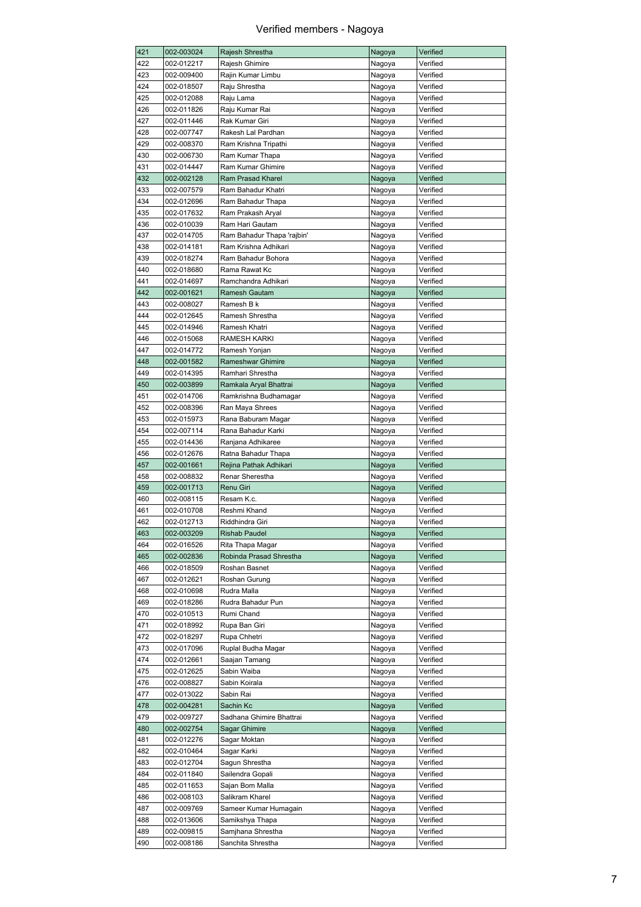# Verified members - Nagoya

| | | | | |
|---|---|---|---|---|
| 421 | 002-003024 | Rajesh Shrestha | Nagoya | Verified |
| 422 | 002-012217 | Rajesh Ghimire | Nagoya | Verified |
| 423 | 002-009400 | Rajin Kumar Limbu | Nagoya | Verified |
| 424 | 002-018507 | Raju Shrestha | Nagoya | Verified |
| 425 | 002-012088 | Raju Lama | Nagoya | Verified |
| 426 | 002-011826 | Raju Kumar Rai | Nagoya | Verified |
| 427 | 002-011446 | Rak Kumar Giri | Nagoya | Verified |
| 428 | 002-007747 | Rakesh Lal Pardhan | Nagoya | Verified |
| 429 | 002-008370 | Ram Krishna Tripathi | Nagoya | Verified |
| 430 | 002-006730 | Ram Kumar Thapa | Nagoya | Verified |
| 431 | 002-014447 | Ram Kumar Ghimire | Nagoya | Verified |
| 432 | 002-002128 | Ram Prasad Kharel | Nagoya | Verified |
| 433 | 002-007579 | Ram Bahadur Khatri | Nagoya | Verified |
| 434 | 002-012696 | Ram Bahadur Thapa | Nagoya | Verified |
| 435 | 002-017632 | Ram Prakash Aryal | Nagoya | Verified |
| 436 | 002-010039 | Ram Hari Gautam | Nagoya | Verified |
| 437 | 002-014705 | Ram Bahadur Thapa 'rajbin' | Nagoya | Verified |
| 438 | 002-014181 | Ram Krishna Adhikari | Nagoya | Verified |
| 439 | 002-018274 | Ram Bahadur Bohora | Nagoya | Verified |
| 440 | 002-018680 | Rama Rawat Kc | Nagoya | Verified |
| 441 | 002-014697 | Ramchandra Adhikari | Nagoya | Verified |
| 442 | 002-001621 | Ramesh Gautam | Nagoya | Verified |
| 443 | 002-008027 | Ramesh B k | Nagoya | Verified |
| 444 | 002-012645 | Ramesh Shrestha | Nagoya | Verified |
| 445 | 002-014946 | Ramesh Khatri | Nagoya | Verified |
| 446 | 002-015068 | RAMESH KARKI | Nagoya | Verified |
| 447 | 002-014772 | Ramesh Yonjan | Nagoya | Verified |
| 448 | 002-001582 | Rameshwar Ghimire | Nagoya | Verified |
| 449 | 002-014395 | Ramhari Shrestha | Nagoya | Verified |
| 450 | 002-003899 | Ramkala Aryal Bhattrai | Nagoya | Verified |
| 451 | 002-014706 | Ramkrishna Budhamagar | Nagoya | Verified |
| 452 | 002-008396 | Ran Maya Shrees | Nagoya | Verified |
| 453 | 002-015973 | Rana Baburam Magar | Nagoya | Verified |
| 454 | 002-007114 | Rana Bahadur Karki | Nagoya | Verified |
| 455 | 002-014436 | Ranjana Adhikaree | Nagoya | Verified |
| 456 | 002-012676 | Ratna Bahadur Thapa | Nagoya | Verified |
| 457 | 002-001661 | Rejina Pathak Adhikari | Nagoya | Verified |
| 458 | 002-008832 | Renar Sherestha | Nagoya | Verified |
| 459 | 002-001713 | Renu Giri | Nagoya | Verified |
| 460 | 002-008115 | Resam K.c. | Nagoya | Verified |
| 461 | 002-010708 | Reshmi Khand | Nagoya | Verified |
| 462 | 002-012713 | Riddhindra Giri | Nagoya | Verified |
| 463 | 002-003209 | Rishab Paudel | Nagoya | Verified |
| 464 | 002-016526 | Rita Thapa Magar | Nagoya | Verified |
| 465 | 002-002836 | Robinda Prasad Shrestha | Nagoya | Verified |
| 466 | 002-018509 | Roshan Basnet | Nagoya | Verified |
| 467 | 002-012621 | Roshan Gurung | Nagoya | Verified |
| 468 | 002-010698 | Rudra Malla | Nagoya | Verified |
| 469 | 002-018286 | Rudra Bahadur Pun | Nagoya | Verified |
| 470 | 002-010513 | Rumi Chand | Nagoya | Verified |
| 471 | 002-018992 | Rupa Ban Giri | Nagoya | Verified |
| 472 | 002-018297 | Rupa Chhetri | Nagoya | Verified |
| 473 | 002-017096 | Ruplal Budha Magar | Nagoya | Verified |
| 474 | 002-012661 | Saajan Tamang | Nagoya | Verified |
| 475 | 002-012625 | Sabin Waiba | Nagoya | Verified |
| 476 | 002-008827 | Sabin Koirala | Nagoya | Verified |
| 477 | 002-013022 | Sabin Rai | Nagoya | Verified |
| 478 | 002-004281 | Sachin Kc | Nagoya | Verified |
| 479 | 002-009727 | Sadhana Ghimire Bhattrai | Nagoya | Verified |
| 480 | 002-002754 | Sagar Ghimire | Nagoya | Verified |
| 481 | 002-012276 | Sagar Moktan | Nagoya | Verified |
| 482 | 002-010464 | Sagar Karki | Nagoya | Verified |
| 483 | 002-012704 | Sagun Shrestha | Nagoya | Verified |
| 484 | 002-011840 | Sailendra Gopali | Nagoya | Verified |
| 485 | 002-011653 | Sajan Bom Malla | Nagoya | Verified |
| 486 | 002-008103 | Salikram Kharel | Nagoya | Verified |
| 487 | 002-009769 | Sameer Kumar Humagain | Nagoya | Verified |
| 488 | 002-013606 | Samikshya Thapa | Nagoya | Verified |
| 489 | 002-009815 | Samjhana Shrestha | Nagoya | Verified |
| 490 | 002-008186 | Sanchita Shrestha | Nagoya | Verified |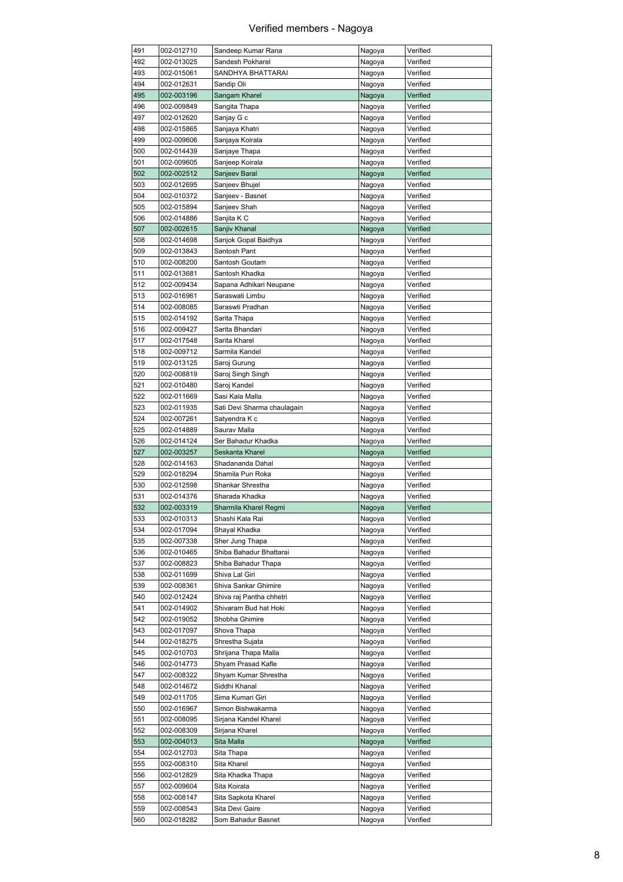# Verified members - Nagoya

| | | | | |
|---|---|---|---|---|
| 491 | 002-012710 | Sandeep Kumar Rana | Nagoya | Verified |
| 492 | 002-013025 | Sandesh Pokharel | Nagoya | Verified |
| 493 | 002-015061 | SANDHYA BHATTARAI | Nagoya | Verified |
| 494 | 002-012631 | Sandip Oli | Nagoya | Verified |
| 495 | 002-003196 | Sangam Kharel | Nagoya | Verified |
| 496 | 002-009849 | Sangita Thapa | Nagoya | Verified |
| 497 | 002-012620 | Sanjay G c | Nagoya | Verified |
| 498 | 002-015865 | Sanjaya Khatri | Nagoya | Verified |
| 499 | 002-009606 | Sanjaya Koirala | Nagoya | Verified |
| 500 | 002-014439 | Sanjaye Thapa | Nagoya | Verified |
| 501 | 002-009605 | Sanjeep Koirala | Nagoya | Verified |
| 502 | 002-002512 | Sanjeev Baral | Nagoya | Verified |
| 503 | 002-012695 | Sanjeev Bhujel | Nagoya | Verified |
| 504 | 002-010372 | Sanjeev - Basnet | Nagoya | Verified |
| 505 | 002-015894 | Sanjeev Shah | Nagoya | Verified |
| 506 | 002-014886 | Sanjita K C | Nagoya | Verified |
| 507 | 002-002615 | Sanjiv Khanal | Nagoya | Verified |
| 508 | 002-014698 | Sanjok Gopal Baidhya | Nagoya | Verified |
| 509 | 002-013843 | Santosh Pant | Nagoya | Verified |
| 510 | 002-008200 | Santosh Goutam | Nagoya | Verified |
| 511 | 002-013681 | Santosh Khadka | Nagoya | Verified |
| 512 | 002-009434 | Sapana Adhikari Neupane | Nagoya | Verified |
| 513 | 002-016961 | Saraswati Limbu | Nagoya | Verified |
| 514 | 002-008085 | Saraswti Pradhan | Nagoya | Verified |
| 515 | 002-014192 | Sarita Thapa | Nagoya | Verified |
| 516 | 002-009427 | Sarita Bhandari | Nagoya | Verified |
| 517 | 002-017548 | Sarita Kharel | Nagoya | Verified |
| 518 | 002-009712 | Sarmila Kandel | Nagoya | Verified |
| 519 | 002-013125 | Saroj Gurung | Nagoya | Verified |
| 520 | 002-008819 | Saroj Singh Singh | Nagoya | Verified |
| 521 | 002-010480 | Saroj Kandel | Nagoya | Verified |
| 522 | 002-011669 | Sasi Kala Malla | Nagoya | Verified |
| 523 | 002-011935 | Sati Devi Sharma chaulagain | Nagoya | Verified |
| 524 | 002-007261 | Satyendra K c | Nagoya | Verified |
| 525 | 002-014889 | Saurav Malla | Nagoya | Verified |
| 526 | 002-014124 | Ser Bahadur Khadka | Nagoya | Verified |
| 527 | 002-003257 | Seskanta Kharel | Nagoya | Verified |
| 528 | 002-014163 | Shadananda Dahal | Nagoya | Verified |
| 529 | 002-018294 | Shamila Pun Roka | Nagoya | Verified |
| 530 | 002-012598 | Shankar Shrestha | Nagoya | Verified |
| 531 | 002-014376 | Sharada Khadka | Nagoya | Verified |
| 532 | 002-003319 | Sharmila Kharel Regmi | Nagoya | Verified |
| 533 | 002-010313 | Shashi Kala Rai | Nagoya | Verified |
| 534 | 002-017094 | Shayal Khadka | Nagoya | Verified |
| 535 | 002-007338 | Sher Jung Thapa | Nagoya | Verified |
| 536 | 002-010465 | Shiba Bahadur Bhattarai | Nagoya | Verified |
| 537 | 002-008823 | Shiba Bahadur Thapa | Nagoya | Verified |
| 538 | 002-011699 | Shiva Lal Giri | Nagoya | Verified |
| 539 | 002-008361 | Shiva Sankar Ghimire | Nagoya | Verified |
| 540 | 002-012424 | Shiva raj Pantha chhetri | Nagoya | Verified |
| 541 | 002-014902 | Shivaram Bud hat Hoki | Nagoya | Verified |
| 542 | 002-019052 | Shobha Ghimire | Nagoya | Verified |
| 543 | 002-017097 | Shova Thapa | Nagoya | Verified |
| 544 | 002-018275 | Shrestha Sujata | Nagoya | Verified |
| 545 | 002-010703 | Shrijana Thapa Malla | Nagoya | Verified |
| 546 | 002-014773 | Shyam Prasad Kafle | Nagoya | Verified |
| 547 | 002-008322 | Shyam Kumar Shrestha | Nagoya | Verified |
| 548 | 002-014672 | Siddhi Khanal | Nagoya | Verified |
| 549 | 002-011705 | Sima Kumari Giri | Nagoya | Verified |
| 550 | 002-016967 | Simon Bishwakarma | Nagoya | Verified |
| 551 | 002-008095 | Sirjana Kandel Kharel | Nagoya | Verified |
| 552 | 002-008309 | Sirjana Kharel | Nagoya | Verified |
| 553 | 002-004013 | Sita Malla | Nagoya | Verified |
| 554 | 002-012703 | Sita Thapa | Nagoya | Verified |
| 555 | 002-008310 | Sita Kharel | Nagoya | Verified |
| 556 | 002-012829 | Sita Khadka Thapa | Nagoya | Verified |
| 557 | 002-009604 | Sita Koirala | Nagoya | Verified |
| 558 | 002-008147 | Sita Sapkota Kharel | Nagoya | Verified |
| 559 | 002-008543 | Sita Devi Gaire | Nagoya | Verified |
| 560 | 002-018282 | Som Bahadur Basnet | Nagoya | Verified |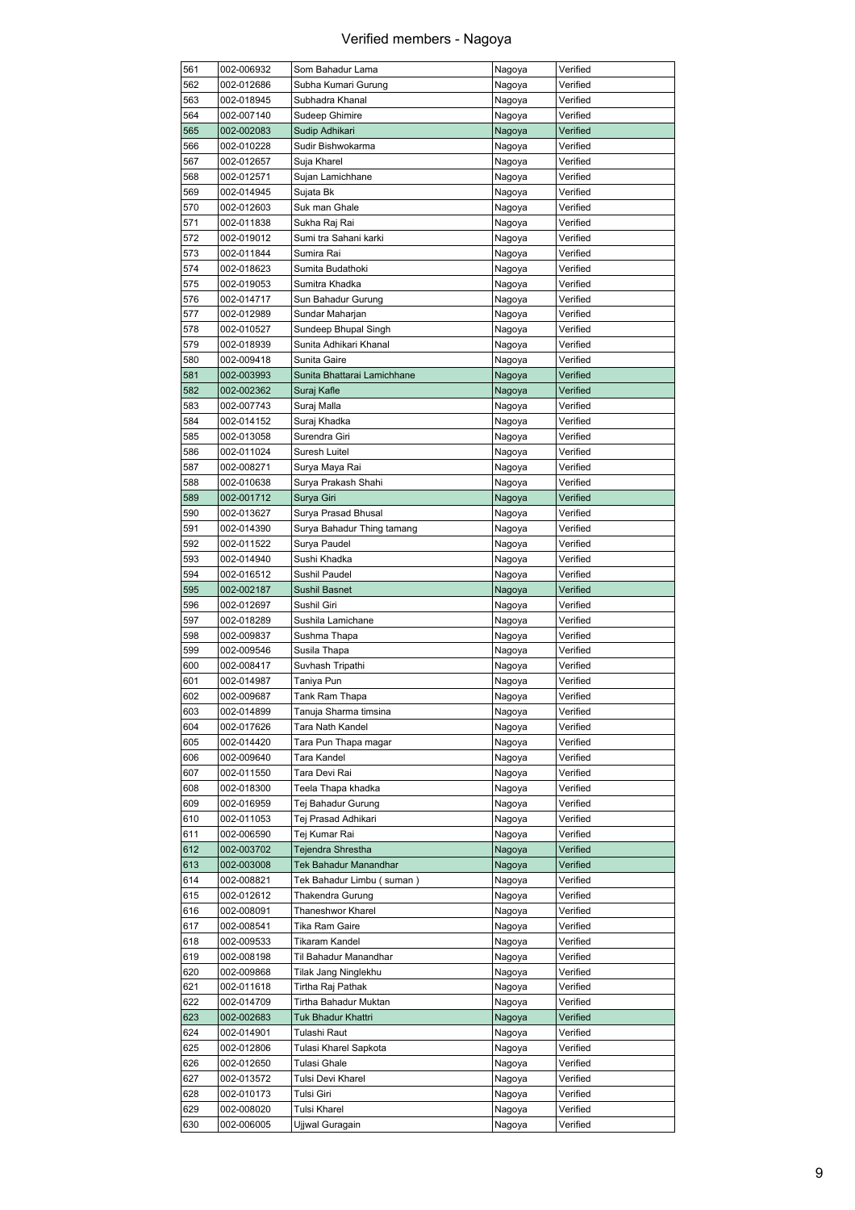# Verified members - Nagoya

| | | | | |
|---|---|---|---|---|
| 561 | 002-006932 | Som Bahadur Lama | Nagoya | Verified |
| 562 | 002-012686 | Subha Kumari Gurung | Nagoya | Verified |
| 563 | 002-018945 | Subhadra Khanal | Nagoya | Verified |
| 564 | 002-007140 | Sudeep Ghimire | Nagoya | Verified |
| 565 | 002-002083 | Sudip Adhikari | Nagoya | Verified |
| 566 | 002-010228 | Sudir Bishwokarma | Nagoya | Verified |
| 567 | 002-012657 | Suja Kharel | Nagoya | Verified |
| 568 | 002-012571 | Sujan Lamichhane | Nagoya | Verified |
| 569 | 002-014945 | Sujata Bk | Nagoya | Verified |
| 570 | 002-012603 | Suk man Ghale | Nagoya | Verified |
| 571 | 002-011838 | Sukha Raj Rai | Nagoya | Verified |
| 572 | 002-019012 | Sumi tra Sahani karki | Nagoya | Verified |
| 573 | 002-011844 | Sumira Rai | Nagoya | Verified |
| 574 | 002-018623 | Sumita Budathoki | Nagoya | Verified |
| 575 | 002-019053 | Sumitra Khadka | Nagoya | Verified |
| 576 | 002-014717 | Sun Bahadur Gurung | Nagoya | Verified |
| 577 | 002-012989 | Sundar Maharjan | Nagoya | Verified |
| 578 | 002-010527 | Sundeep Bhupal Singh | Nagoya | Verified |
| 579 | 002-018939 | Sunita Adhikari Khanal | Nagoya | Verified |
| 580 | 002-009418 | Sunita Gaire | Nagoya | Verified |
| 581 | 002-003993 | Sunita Bhattarai Lamichhane | Nagoya | Verified |
| 582 | 002-002362 | Suraj Kafle | Nagoya | Verified |
| 583 | 002-007743 | Suraj Malla | Nagoya | Verified |
| 584 | 002-014152 | Suraj Khadka | Nagoya | Verified |
| 585 | 002-013058 | Surendra Giri | Nagoya | Verified |
| 586 | 002-011024 | Suresh Luitel | Nagoya | Verified |
| 587 | 002-008271 | Surya Maya Rai | Nagoya | Verified |
| 588 | 002-010638 | Surya Prakash Shahi | Nagoya | Verified |
| 589 | 002-001712 | Surya Giri | Nagoya | Verified |
| 590 | 002-013627 | Surya Prasad Bhusal | Nagoya | Verified |
| 591 | 002-014390 | Surya Bahadur Thing tamang | Nagoya | Verified |
| 592 | 002-011522 | Surya Paudel | Nagoya | Verified |
| 593 | 002-014940 | Sushi Khadka | Nagoya | Verified |
| 594 | 002-016512 | Sushil Paudel | Nagoya | Verified |
| 595 | 002-002187 | Sushil Basnet | Nagoya | Verified |
| 596 | 002-012697 | Sushil Giri | Nagoya | Verified |
| 597 | 002-018289 | Sushila Lamichane | Nagoya | Verified |
| 598 | 002-009837 | Sushma Thapa | Nagoya | Verified |
| 599 | 002-009546 | Susila Thapa | Nagoya | Verified |
| 600 | 002-008417 | Suvhash Tripathi | Nagoya | Verified |
| 601 | 002-014987 | Taniya Pun | Nagoya | Verified |
| 602 | 002-009687 | Tank Ram Thapa | Nagoya | Verified |
| 603 | 002-014899 | Tanuja Sharma timsina | Nagoya | Verified |
| 604 | 002-017626 | Tara Nath Kandel | Nagoya | Verified |
| 605 | 002-014420 | Tara Pun Thapa magar | Nagoya | Verified |
| 606 | 002-009640 | Tara Kandel | Nagoya | Verified |
| 607 | 002-011550 | Tara Devi Rai | Nagoya | Verified |
| 608 | 002-018300 | Teela Thapa khadka | Nagoya | Verified |
| 609 | 002-016959 | Tej Bahadur Gurung | Nagoya | Verified |
| 610 | 002-011053 | Tej Prasad Adhikari | Nagoya | Verified |
| 611 | 002-006590 | Tej Kumar Rai | Nagoya | Verified |
| 612 | 002-003702 | Tejendra Shrestha | Nagoya | Verified |
| 613 | 002-003008 | Tek Bahadur Manandhar | Nagoya | Verified |
| 614 | 002-008821 | Tek Bahadur Limbu ( suman ) | Nagoya | Verified |
| 615 | 002-012612 | Thakendra Gurung | Nagoya | Verified |
| 616 | 002-008091 | Thaneshwor Kharel | Nagoya | Verified |
| 617 | 002-008541 | Tika Ram Gaire | Nagoya | Verified |
| 618 | 002-009533 | Tikaram Kandel | Nagoya | Verified |
| 619 | 002-008198 | Til Bahadur Manandhar | Nagoya | Verified |
| 620 | 002-009868 | Tilak Jang Ninglekhu | Nagoya | Verified |
| 621 | 002-011618 | Tirtha Raj Pathak | Nagoya | Verified |
| 622 | 002-014709 | Tirtha Bahadur Muktan | Nagoya | Verified |
| 623 | 002-002683 | Tuk Bhadur Khattri | Nagoya | Verified |
| 624 | 002-014901 | Tulashi Raut | Nagoya | Verified |
| 625 | 002-012806 | Tulasi Kharel Sapkota | Nagoya | Verified |
| 626 | 002-012650 | Tulasi Ghale | Nagoya | Verified |
| 627 | 002-013572 | Tulsi Devi Kharel | Nagoya | Verified |
| 628 | 002-010173 | Tulsi Giri | Nagoya | Verified |
| 629 | 002-008020 | Tulsi Kharel | Nagoya | Verified |
| 630 | 002-006005 | Ujjwal Guragain | Nagoya | Verified |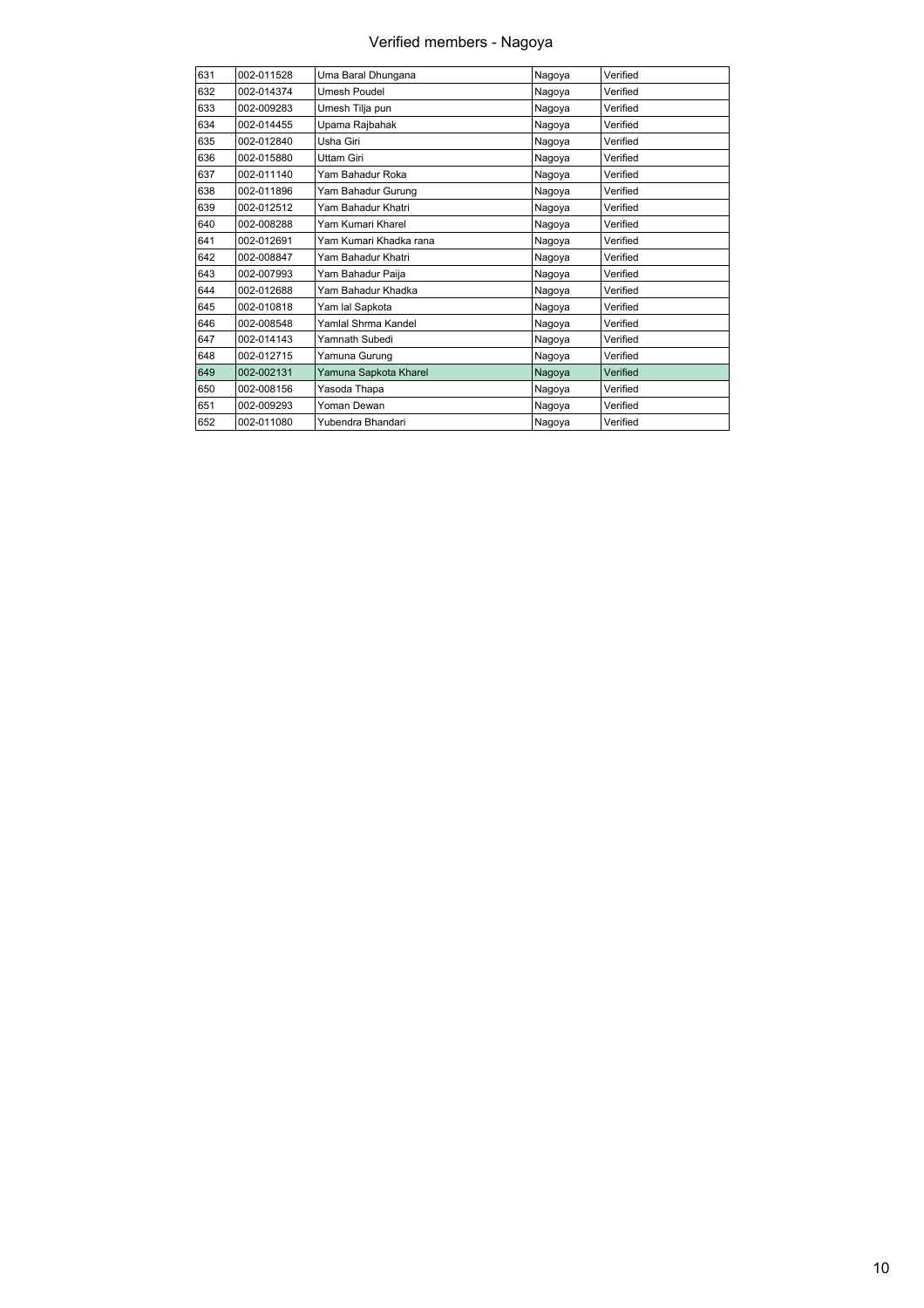# Verified members - Nagoya

| | | | | |
|---|---|---|---|---|
| 631 | 002-011528 | Uma Baral Dhungana | Nagoya | Verified |
| 632 | 002-014374 | Umesh Poudel | Nagoya | Verified |
| 633 | 002-009283 | Umesh Tilja pun | Nagoya | Verified |
| 634 | 002-014455 | Upama Rajbahak | Nagoya | Verified |
| 635 | 002-012840 | Usha Giri | Nagoya | Verified |
| 636 | 002-015880 | Uttam Giri | Nagoya | Verified |
| 637 | 002-011140 | Yam Bahadur Roka | Nagoya | Verified |
| 638 | 002-011896 | Yam Bahadur Gurung | Nagoya | Verified |
| 639 | 002-012512 | Yam Bahadur Khatri | Nagoya | Verified |
| 640 | 002-008288 | Yam Kumari Kharel | Nagoya | Verified |
| 641 | 002-012691 | Yam Kumari Khadka rana | Nagoya | Verified |
| 642 | 002-008847 | Yam Bahadur Khatri | Nagoya | Verified |
| 643 | 002-007993 | Yam Bahadur Paija | Nagoya | Verified |
| 644 | 002-012688 | Yam Bahadur Khadka | Nagoya | Verified |
| 645 | 002-010818 | Yam lal Sapkota | Nagoya | Verified |
| 646 | 002-008548 | Yamlal Shrma Kandel | Nagoya | Verified |
| 647 | 002-014143 | Yamnath Subedi | Nagoya | Verified |
| 648 | 002-012715 | Yamuna Gurung | Nagoya | Verified |
| 649 | 002-002131 | Yamuna Sapkota Kharel | Nagoya | Verified |
| 650 | 002-008156 | Yasoda Thapa | Nagoya | Verified |
| 651 | 002-009293 | Yoman Dewan | Nagoya | Verified |
| 652 | 002-011080 | Yubendra Bhandari | Nagoya | Verified |